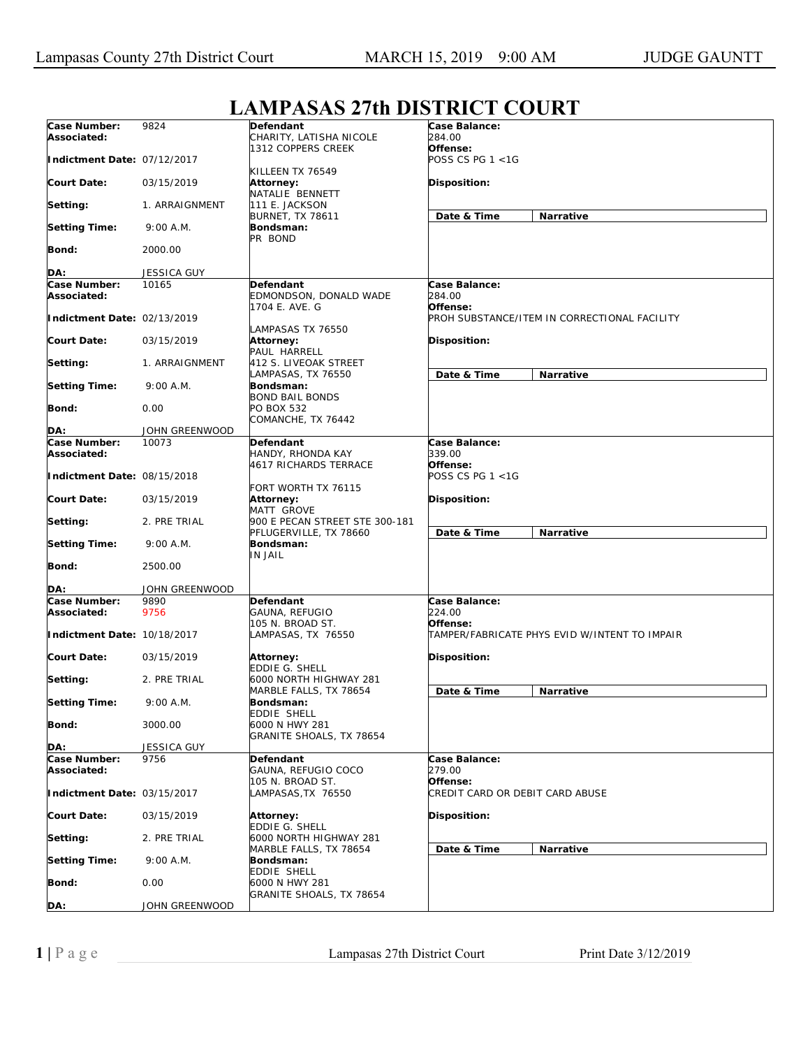# LAMPASAS 27th DISTRICT COURT

| | | | |
|---|---|---|---|
| **Case Number:** 9824<br>**Associated:**<br>**Indictment Date:** 07/12/2017<br>**Court Date:** 03/15/2019<br>**Setting:** 1. ARRAIGNMENT<br>**Setting Time:** 9:00 A.M.<br>**Bond:** 2000.00<br>**DA:** JESSICA GUY | **Defendant**<br>CHARITY, LATISHA NICOLE<br>1312 COPPERS CREEK<br>KILLEEN TX 76549<br>**Attorney:**<br>NATALIE BENNETT<br>111 E. JACKSON<br>BURNET, TX 78611<br>**Bondsman:**<br>PR BOND | **Case Balance:**<br>284.00<br>**Offense:**<br>POSS CS PG 1 <1G<br>**Disposition:** | **Date & Time** / **Narrative** |
| **Case Number:** 10165<br>**Associated:**<br>**Indictment Date:** 02/13/2019<br>**Court Date:** 03/15/2019<br>**Setting:** 1. ARRAIGNMENT<br>**Setting Time:** 9:00 A.M.<br>**Bond:** 0.00<br>**DA:** JOHN GREENWOOD | **Defendant**<br>EDMONDSON, DONALD WADE<br>1704 E. AVE. G<br>LAMPASAS TX 76550<br>**Attorney:**<br>PAUL HARRELL<br>412 S. LIVEOAK STREET<br>LAMPASAS, TX 76550<br>**Bondsman:**<br>BOND BAIL BONDS<br>PO BOX 532<br>COMANCHE, TX 76442 | **Case Balance:**<br>284.00<br>**Offense:**<br>PROH SUBSTANCE/ITEM IN CORRECTIONAL FACILITY<br>**Disposition:** | **Date & Time** / **Narrative** |
| **Case Number:** 10073<br>**Associated:**<br>**Indictment Date:** 08/15/2018<br>**Court Date:** 03/15/2019<br>**Setting:** 2. PRE TRIAL<br>**Setting Time:** 9:00 A.M.<br>**Bond:** 2500.00<br>**DA:** JOHN GREENWOOD | **Defendant**<br>HANDY, RHONDA KAY<br>4617 RICHARDS TERRACE<br>FORT WORTH TX 76115<br>**Attorney:**<br>MATT GROVE<br>900 E PECAN STREET STE 300-181<br>PFLUGERVILLE, TX 78660<br>**Bondsman:**<br>IN JAIL | **Case Balance:**<br>339.00<br>**Offense:**<br>POSS CS PG 1 <1G<br>**Disposition:** | **Date & Time** / **Narrative** |
| **Case Number:** 9890<br>**Associated:** 9756<br>**Indictment Date:** 10/18/2017<br>**Court Date:** 03/15/2019<br>**Setting:** 2. PRE TRIAL<br>**Setting Time:** 9:00 A.M.<br>**Bond:** 3000.00<br>**DA:** JESSICA GUY | **Defendant**<br>GAUNA, REFUGIO<br>105 N. BROAD ST.<br>LAMPASAS, TX 76550<br>**Attorney:**<br>EDDIE G. SHELL<br>6000 NORTH HIGHWAY 281<br>MARBLE FALLS, TX 78654<br>**Bondsman:**<br>EDDIE SHELL<br>6000 N HWY 281<br>GRANITE SHOALS, TX 78654 | **Case Balance:**<br>224.00<br>**Offense:**<br>TAMPER/FABRICATE PHYS EVID W/INTENT TO IMPAIR<br>**Disposition:** | **Date & Time** / **Narrative** |
| **Case Number:** 9756<br>**Associated:**<br>**Indictment Date:** 03/15/2017<br>**Court Date:** 03/15/2019<br>**Setting:** 2. PRE TRIAL<br>**Setting Time:** 9:00 A.M.<br>**Bond:** 0.00<br>**DA:** JOHN GREENWOOD | **Defendant**<br>GAUNA, REFUGIO COCO<br>105 N. BROAD ST.<br>LAMPASAS,TX 76550<br>**Attorney:**<br>EDDIE G. SHELL<br>6000 NORTH HIGHWAY 281<br>MARBLE FALLS, TX 78654<br>**Bondsman:**<br>EDDIE SHELL<br>6000 N HWY 281<br>GRANITE SHOALS, TX 78654 | **Case Balance:**<br>279.00<br>**Offense:**<br>CREDIT CARD OR DEBIT CARD ABUSE<br>**Disposition:** | **Date & Time** / **Narrative** |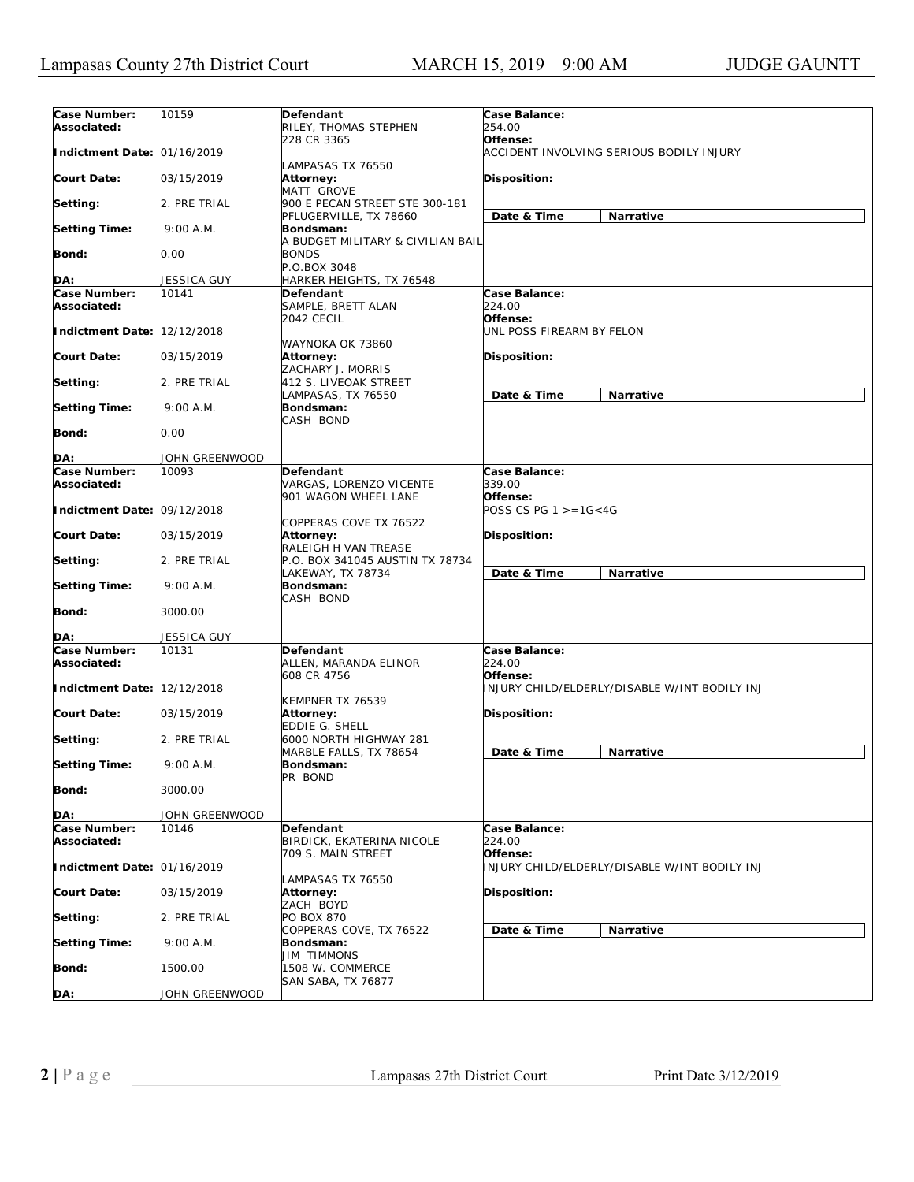| Case Number: | 10159 | Defendant | Case Balance: | |
|---|---|---|---|---|
| Associated: | | RILEY, THOMAS STEPHEN<br>228 CR 3365<br><br>LAMPASAS TX 76550 | 254.00 | |
| Indictment Date: | 01/16/2019 | | Offense:<br>ACCIDENT INVOLVING SERIOUS BODILY INJURY | |
| Court Date: | 03/15/2019 | Attorney:<br>MATT GROVE | Disposition: | |
| Setting: | 2. PRE TRIAL | 900 E PECAN STREET STE 300-181<br>PFLUGERVILLE, TX 78660 | Date & Time | Narrative |
| Setting Time: | 9:00 A.M. | Bondsman:<br>A BUDGET MILITARY & CIVILIAN BAIL BONDS | | |
| Bond: | 0.00 | P.O.BOX 3048 | | |
| DA: | JESSICA GUY | HARKER HEIGHTS, TX 76548 | | |

| Case Number: | 10141 | Defendant | Case Balance: | |
|---|---|---|---|---|
| Associated: | | SAMPLE, BRETT ALAN<br>2042 CECIL<br><br>WAYNOKA OK 73860 | 224.00 | |
| Indictment Date: | 12/12/2018 | | Offense:<br>UNL POSS FIREARM BY FELON | |
| Court Date: | 03/15/2019 | Attorney:<br>ZACHARY J. MORRIS | Disposition: | |
| Setting: | 2. PRE TRIAL | 412 S. LIVEOAK STREET<br>LAMPASAS, TX 76550 | Date & Time | Narrative |
| Setting Time: | 9:00 A.M. | Bondsman:<br>CASH BOND | | |
| Bond: | 0.00 | | | |
| DA: | JOHN GREENWOOD | | | |

| Case Number: | 10093 | Defendant | Case Balance: | |
|---|---|---|---|---|
| Associated: | | VARGAS, LORENZO VICENTE<br>901 WAGON WHEEL LANE<br><br>COPPERAS COVE TX 76522 | 339.00 | |
| Indictment Date: | 09/12/2018 | | Offense:<br>POSS CS PG 1 >=1G<4G | |
| Court Date: | 03/15/2019 | Attorney:<br>RALEIGH H VAN TREASE | Disposition: | |
| Setting: | 2. PRE TRIAL | P.O. BOX 341045 AUSTIN TX 78734<br>LAKEWAY, TX 78734 | Date & Time | Narrative |
| Setting Time: | 9:00 A.M. | Bondsman:<br>CASH BOND | | |
| Bond: | 3000.00 | | | |
| DA: | JESSICA GUY | | | |

| Case Number: | 10131 | Defendant | Case Balance: | |
|---|---|---|---|---|
| Associated: | | ALLEN, MARANDA ELINOR<br>608 CR 4756<br><br>KEMPNER TX 76539 | 224.00 | |
| Indictment Date: | 12/12/2018 | | Offense:<br>INJURY CHILD/ELDERLY/DISABLE W/INT BODILY INJ | |
| Court Date: | 03/15/2019 | Attorney:<br>EDDIE G. SHELL | Disposition: | |
| Setting: | 2. PRE TRIAL | 6000 NORTH HIGHWAY 281<br>MARBLE FALLS, TX 78654 | Date & Time | Narrative |
| Setting Time: | 9:00 A.M. | Bondsman:<br>PR BOND | | |
| Bond: | 3000.00 | | | |
| DA: | JOHN GREENWOOD | | | |

| Case Number: | 10146 | Defendant | Case Balance: | |
|---|---|---|---|---|
| Associated: | | BIRDICK, EKATERINA NICOLE<br>709 S. MAIN STREET<br><br>LAMPASAS TX 76550 | 224.00 | |
| Indictment Date: | 01/16/2019 | | Offense:<br>INJURY CHILD/ELDERLY/DISABLE W/INT BODILY INJ | |
| Court Date: | 03/15/2019 | Attorney:<br>ZACH BOYD | Disposition: | |
| Setting: | 2. PRE TRIAL | PO BOX 870<br>COPPERAS COVE, TX 76522 | Date & Time | Narrative |
| Setting Time: | 9:00 A.M. | Bondsman:<br>JIM TIMMONS | | |
| Bond: | 1500.00 | 1508 W. COMMERCE<br>SAN SABA, TX 76877 | | |
| DA: | JOHN GREENWOOD | | | |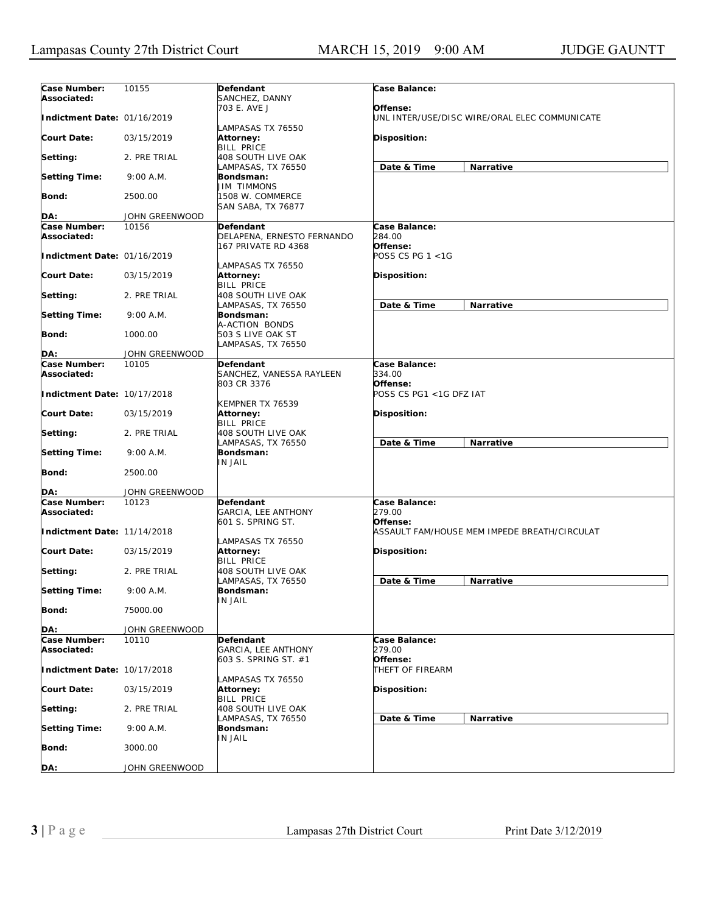| Case Number: | 10155 | Defendant | Case Balance: |
|---|---|---|---|
| Associated: | | SANCHEZ, DANNY<br>703 E. AVE J<br><br>LAMPASAS TX 76550 | Offense:<br>UNL INTER/USE/DISC WIRE/ORAL ELEC COMMUNICATE |
| Indictment Date: | 01/16/2019 | | |
| Court Date: | 03/15/2019 | Attorney:<br>BILL PRICE<br>408 SOUTH LIVE OAK<br>LAMPASAS, TX 76550 | Disposition: |
| Setting: | 2. PRE TRIAL | | Date & Time / Narrative |
| Setting Time: | 9:00 A.M. | Bondsman:<br>JIM TIMMONS<br>1508 W. COMMERCE<br>SAN SABA, TX 76877 | |
| Bond: | 2500.00 | | |
| DA: | JOHN GREENWOOD | | |

| Case Number: | 10156 | Defendant | Case Balance: |
|---|---|---|---|
| Associated: | | DELAPENA, ERNESTO FERNANDO<br>167 PRIVATE RD 4368<br><br>LAMPASAS TX 76550 | 284.00<br>Offense:<br>POSS CS PG 1 <1G |
| Indictment Date: | 01/16/2019 | | |
| Court Date: | 03/15/2019 | Attorney:<br>BILL PRICE<br>408 SOUTH LIVE OAK<br>LAMPASAS, TX 76550 | Disposition: |
| Setting: | 2. PRE TRIAL | | Date & Time / Narrative |
| Setting Time: | 9:00 A.M. | Bondsman:<br>A-ACTION BONDS<br>503 S LIVE OAK ST<br>LAMPASAS, TX 76550 | |
| Bond: | 1000.00 | | |
| DA: | JOHN GREENWOOD | | |

| Case Number: | 10105 | Defendant | Case Balance: |
|---|---|---|---|
| Associated: | | SANCHEZ, VANESSA RAYLEEN<br>803 CR 3376<br><br>KEMPNER TX 76539 | 334.00<br>Offense:<br>POSS CS PG1 <1G DFZ IAT |
| Indictment Date: | 10/17/2018 | | |
| Court Date: | 03/15/2019 | Attorney:<br>BILL PRICE<br>408 SOUTH LIVE OAK<br>LAMPASAS, TX 76550 | Disposition: |
| Setting: | 2. PRE TRIAL | | Date & Time / Narrative |
| Setting Time: | 9:00 A.M. | Bondsman:<br>IN JAIL | |
| Bond: | 2500.00 | | |
| DA: | JOHN GREENWOOD | | |

| Case Number: | 10123 | Defendant | Case Balance: |
|---|---|---|---|
| Associated: | | GARCIA, LEE ANTHONY<br>601 S. SPRING ST.<br><br>LAMPASAS TX 76550 | 279.00<br>Offense:<br>ASSAULT FAM/HOUSE MEM IMPEDE BREATH/CIRCULAT |
| Indictment Date: | 11/14/2018 | | |
| Court Date: | 03/15/2019 | Attorney:<br>BILL PRICE<br>408 SOUTH LIVE OAK<br>LAMPASAS, TX 76550 | Disposition: |
| Setting: | 2. PRE TRIAL | | Date & Time / Narrative |
| Setting Time: | 9:00 A.M. | Bondsman:<br>IN JAIL | |
| Bond: | 75000.00 | | |
| DA: | JOHN GREENWOOD | | |

| Case Number: | 10110 | Defendant | Case Balance: |
|---|---|---|---|
| Associated: | | GARCIA, LEE ANTHONY<br>603 S. SPRING ST. #1<br><br>LAMPASAS TX 76550 | 279.00<br>Offense:<br>THEFT OF FIREARM |
| Indictment Date: | 10/17/2018 | | |
| Court Date: | 03/15/2019 | Attorney:<br>BILL PRICE<br>408 SOUTH LIVE OAK<br>LAMPASAS, TX 76550 | Disposition: |
| Setting: | 2. PRE TRIAL | | Date & Time / Narrative |
| Setting Time: | 9:00 A.M. | Bondsman:<br>IN JAIL | |
| Bond: | 3000.00 | | |
| DA: | JOHN GREENWOOD | | |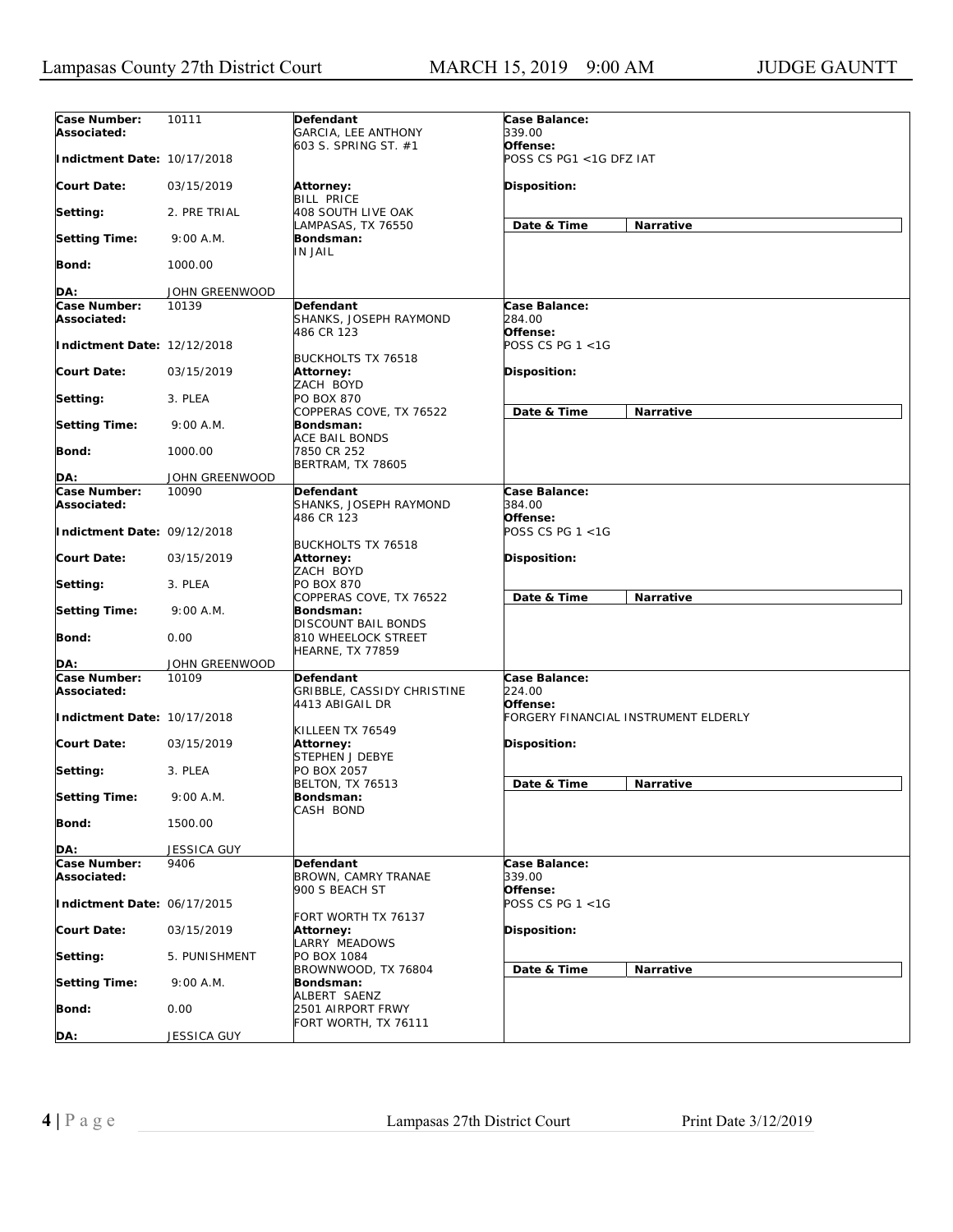| Case Number: | 10111 | Defendant | Case Balance: |
|---|---|---|---|
| Associated: | | GARCIA, LEE ANTHONY<br>603 S. SPRING ST. #1 | 339.00 |
| Indictment Date: | 10/17/2018 | | Offense:<br>POSS CS PG1 <1G DFZ IAT |
| Court Date: | 03/15/2019 | Attorney:<br>BILL PRICE | Disposition: |
| Setting: | 2. PRE TRIAL | 408 SOUTH LIVE OAK<br>LAMPASAS, TX 76550 | Date & Time / Narrative |
| Setting Time: | 9:00 A.M. | Bondsman:<br>IN JAIL | |
| Bond: | 1000.00 | | |
| DA: | JOHN GREENWOOD | | |

| Case Number: | 10139 | Defendant | Case Balance: |
|---|---|---|---|
| Associated: | | SHANKS, JOSEPH RAYMOND<br>486 CR 123 | 284.00 |
| Indictment Date: | 12/12/2018 | BUCKHOLTS TX 76518 | Offense:<br>POSS CS PG 1 <1G |
| Court Date: | 03/15/2019 | Attorney:<br>ZACH BOYD | Disposition: |
| Setting: | 3. PLEA | PO BOX 870<br>COPPERAS COVE, TX 76522 | Date & Time / Narrative |
| Setting Time: | 9:00 A.M. | Bondsman:<br>ACE BAIL BONDS | |
| Bond: | 1000.00 | 7850 CR 252<br>BERTRAM, TX 78605 | |
| DA: | JOHN GREENWOOD | | |

| Case Number: | 10090 | Defendant | Case Balance: |
|---|---|---|---|
| Associated: | | SHANKS, JOSEPH RAYMOND<br>486 CR 123 | 384.00 |
| Indictment Date: | 09/12/2018 | BUCKHOLTS TX 76518 | Offense:<br>POSS CS PG 1 <1G |
| Court Date: | 03/15/2019 | Attorney:<br>ZACH BOYD | Disposition: |
| Setting: | 3. PLEA | PO BOX 870<br>COPPERAS COVE, TX 76522 | Date & Time / Narrative |
| Setting Time: | 9:00 A.M. | Bondsman:<br>DISCOUNT BAIL BONDS | |
| Bond: | 0.00 | 810 WHEELOCK STREET<br>HEARNE, TX 77859 | |
| DA: | JOHN GREENWOOD | | |

| Case Number: | 10109 | Defendant | Case Balance: |
|---|---|---|---|
| Associated: | | GRIBBLE, CASSIDY CHRISTINE<br>4413 ABIGAIL DR | 224.00 |
| Indictment Date: | 10/17/2018 | KILLEEN TX 76549 | Offense:<br>FORGERY FINANCIAL INSTRUMENT ELDERLY |
| Court Date: | 03/15/2019 | Attorney:<br>STEPHEN J DEBYE | Disposition: |
| Setting: | 3. PLEA | PO BOX 2057<br>BELTON, TX 76513 | Date & Time / Narrative |
| Setting Time: | 9:00 A.M. | Bondsman:<br>CASH BOND | |
| Bond: | 1500.00 | | |
| DA: | JESSICA GUY | | |

| Case Number: | 9406 | Defendant | Case Balance: |
|---|---|---|---|
| Associated: | | BROWN, CAMRY TRANAE<br>900 S BEACH ST | 339.00 |
| Indictment Date: | 06/17/2015 | FORT WORTH TX 76137 | Offense:<br>POSS CS PG 1 <1G |
| Court Date: | 03/15/2019 | Attorney:<br>LARRY MEADOWS | Disposition: |
| Setting: | 5. PUNISHMENT | PO BOX 1084<br>BROWNWOOD, TX 76804 | Date & Time / Narrative |
| Setting Time: | 9:00 A.M. | Bondsman:<br>ALBERT SAENZ | |
| Bond: | 0.00 | 2501 AIRPORT FRWY<br>FORT WORTH, TX 76111 | |
| DA: | JESSICA GUY | | |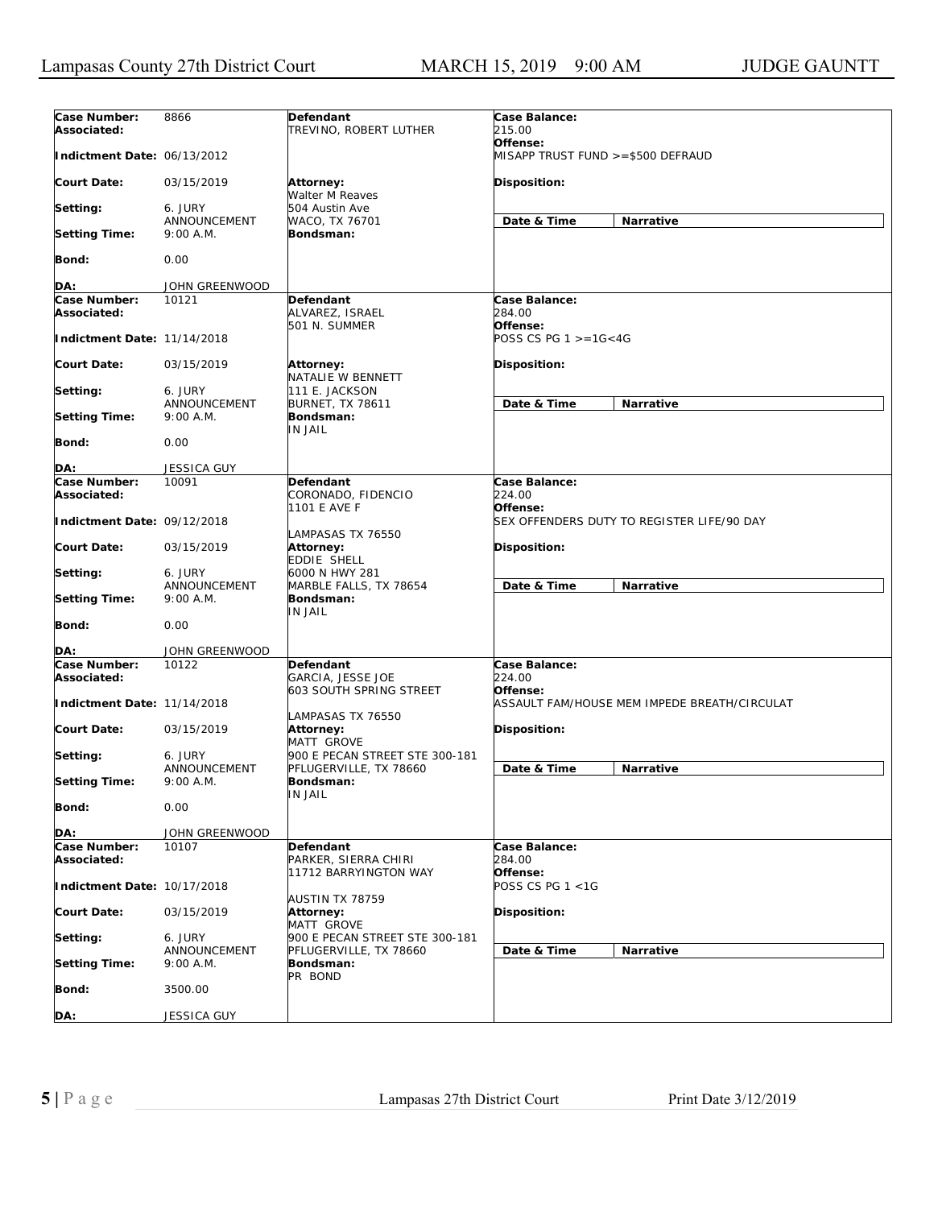| Case Number: | 8866 | Defendant | Case Balance: |
|---|---|---|---|
| Associated: | | TREVINO, ROBERT LUTHER | 215.00 |
| Indictment Date: | 06/13/2012 | | Offense: MISAPP TRUST FUND >=$500 DEFRAUD |
| Court Date: | 03/15/2019 | Attorney: Walter M Reaves 504 Austin Ave WACO, TX 76701 | Disposition: |
| Setting: | 6. JURY ANNOUNCEMENT | | Date & Time / Narrative |
| Setting Time: | 9:00 A.M. | Bondsman: | |
| Bond: | 0.00 | | |
| DA: | JOHN GREENWOOD | | |

| Case Number: | 10121 | Defendant | Case Balance: |
|---|---|---|---|
| Associated: | | ALVAREZ, ISRAEL 501 N. SUMMER | 284.00 |
| Indictment Date: | 11/14/2018 | | Offense: POSS CS PG 1 >=1G<4G |
| Court Date: | 03/15/2019 | Attorney: NATALIE W BENNETT 111 E. JACKSON BURNET, TX 78611 | Disposition: |
| Setting: | 6. JURY ANNOUNCEMENT | | Date & Time / Narrative |
| Setting Time: | 9:00 A.M. | Bondsman: IN JAIL | |
| Bond: | 0.00 | | |
| DA: | JESSICA GUY | | |

| Case Number: | 10091 | Defendant | Case Balance: |
|---|---|---|---|
| Associated: | | CORONADO, FIDENCIO 1101 E AVE F LAMPASAS TX 76550 | 224.00 |
| Indictment Date: | 09/12/2018 | | Offense: SEX OFFENDERS DUTY TO REGISTER LIFE/90 DAY |
| Court Date: | 03/15/2019 | Attorney: EDDIE SHELL 6000 N HWY 281 MARBLE FALLS, TX 78654 | Disposition: |
| Setting: | 6. JURY ANNOUNCEMENT | | Date & Time / Narrative |
| Setting Time: | 9:00 A.M. | Bondsman: IN JAIL | |
| Bond: | 0.00 | | |
| DA: | JOHN GREENWOOD | | |

| Case Number: | 10122 | Defendant | Case Balance: |
|---|---|---|---|
| Associated: | | GARCIA, JESSE JOE 603 SOUTH SPRING STREET LAMPASAS TX 76550 | 224.00 |
| Indictment Date: | 11/14/2018 | | Offense: ASSAULT FAM/HOUSE MEM IMPEDE BREATH/CIRCULAT |
| Court Date: | 03/15/2019 | Attorney: MATT GROVE 900 E PECAN STREET STE 300-181 PFLUGERVILLE, TX 78660 | Disposition: |
| Setting: | 6. JURY ANNOUNCEMENT | | Date & Time / Narrative |
| Setting Time: | 9:00 A.M. | Bondsman: IN JAIL | |
| Bond: | 0.00 | | |
| DA: | JOHN GREENWOOD | | |

| Case Number: | 10107 | Defendant | Case Balance: |
|---|---|---|---|
| Associated: | | PARKER, SIERRA CHIRI 11712 BARRYINGTON WAY AUSTIN TX 78759 | 284.00 |
| Indictment Date: | 10/17/2018 | | Offense: POSS CS PG 1 <1G |
| Court Date: | 03/15/2019 | Attorney: MATT GROVE 900 E PECAN STREET STE 300-181 PFLUGERVILLE, TX 78660 | Disposition: |
| Setting: | 6. JURY ANNOUNCEMENT | | Date & Time / Narrative |
| Setting Time: | 9:00 A.M. | Bondsman: PR BOND | |
| Bond: | 3500.00 | | |
| DA: | JESSICA GUY | | |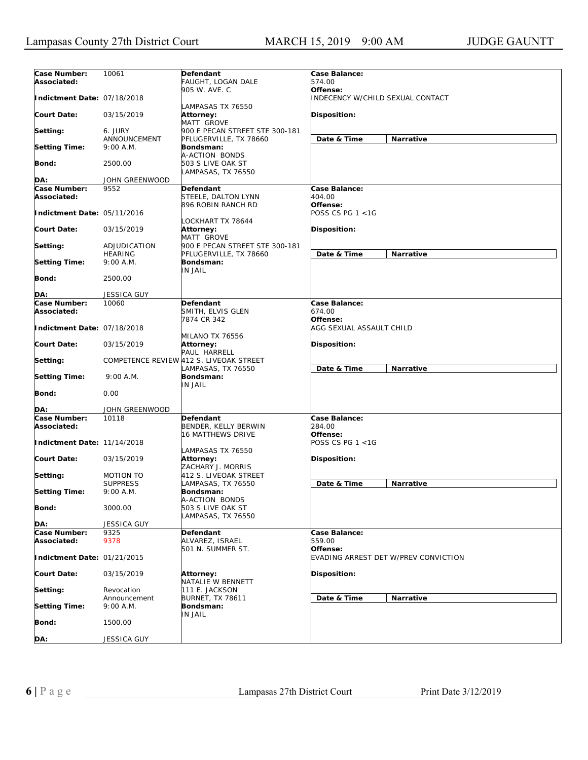Lampasas County 27th District Court — MARCH 15, 2019 9:00 AM — JUDGE GAUNTT

| | | | |
|---|---|---|---|
| **Case Number:** 10061 | **Defendant** | **Case Balance:** | |
| **Associated:** | FAUGHT, LOGAN DALE<br>905 W. AVE. C<br>LAMPASAS TX 76550 | 574.00 | |
| **Indictment Date:** 07/18/2018 | | **Offense:**<br>INDECENCY W/CHILD SEXUAL CONTACT | |
| **Court Date:** 03/15/2019 | **Attorney:**<br>MATT GROVE<br>900 E PECAN STREET STE 300-181<br>PFLUGERVILLE, TX 78660 | **Disposition:** | |
| **Setting:** 6. JURY ANNOUNCEMENT | | **Date & Time** | **Narrative** |
| **Setting Time:** 9:00 A.M. | **Bondsman:**<br>A-ACTION BONDS<br>503 S LIVE OAK ST<br>LAMPASAS, TX 76550 | | |
| **Bond:** 2500.00 | | | |
| **DA:** JOHN GREENWOOD | | | |
| **Case Number:** 9552 | **Defendant** | **Case Balance:** | |
| **Associated:** | STEELE, DALTON LYNN<br>896 ROBIN RANCH RD<br>LOCKHART TX 78644 | 404.00 | |
| **Indictment Date:** 05/11/2016 | | **Offense:**<br>POSS CS PG 1 <1G | |
| **Court Date:** 03/15/2019 | **Attorney:**<br>MATT GROVE<br>900 E PECAN STREET STE 300-181<br>PFLUGERVILLE, TX 78660 | **Disposition:** | |
| **Setting:** ADJUDICATION HEARING | | **Date & Time** | **Narrative** |
| **Setting Time:** 9:00 A.M. | **Bondsman:**<br>IN JAIL | | |
| **Bond:** 2500.00 | | | |
| **DA:** JESSICA GUY | | | |
| **Case Number:** 10060 | **Defendant** | **Case Balance:** | |
| **Associated:** | SMITH, ELVIS GLEN<br>7874 CR 342<br>MILANO TX 76556 | 674.00 | |
| **Indictment Date:** 07/18/2018 | | **Offense:**<br>AGG SEXUAL ASSAULT CHILD | |
| **Court Date:** 03/15/2019 | **Attorney:**<br>PAUL HARRELL<br>412 S. LIVEOAK STREET<br>LAMPASAS, TX 76550 | **Disposition:** | |
| **Setting:** COMPETENCE REVIEW | | **Date & Time** | **Narrative** |
| **Setting Time:** 9:00 A.M. | **Bondsman:**<br>IN JAIL | | |
| **Bond:** 0.00 | | | |
| **DA:** JOHN GREENWOOD | | | |
| **Case Number:** 10118 | **Defendant** | **Case Balance:** | |
| **Associated:** | BENDER, KELLY BERWIN<br>16 MATTHEWS DRIVE<br>LAMPASAS TX 76550 | 284.00 | |
| **Indictment Date:** 11/14/2018 | | **Offense:**<br>POSS CS PG 1 <1G | |
| **Court Date:** 03/15/2019 | **Attorney:**<br>ZACHARY J. MORRIS<br>412 S. LIVEOAK STREET<br>LAMPASAS, TX 76550 | **Disposition:** | |
| **Setting:** MOTION TO SUPPRESS | | **Date & Time** | **Narrative** |
| **Setting Time:** 9:00 A.M. | **Bondsman:**<br>A-ACTION BONDS<br>503 S LIVE OAK ST<br>LAMPASAS, TX 76550 | | |
| **Bond:** 3000.00 | | | |
| **DA:** JESSICA GUY | | | |
| **Case Number:** 9325 | **Defendant** | **Case Balance:** | |
| **Associated:** 9378 | ALVAREZ, ISRAEL<br>501 N. SUMMER ST. | 559.00 | |
| **Indictment Date:** 01/21/2015 | | **Offense:**<br>EVADING ARREST DET W/PREV CONVICTION | |
| **Court Date:** 03/15/2019 | **Attorney:**<br>NATALIE W BENNETT<br>111 E. JACKSON<br>BURNET, TX 78611 | **Disposition:** | |
| **Setting:** Revocation Announcement | | **Date & Time** | **Narrative** |
| **Setting Time:** 9:00 A.M. | **Bondsman:**<br>IN JAIL | | |
| **Bond:** 1500.00 | | | |
| **DA:** JESSICA GUY | | | |

Lampasas 27th District Court — Print Date 3/12/2019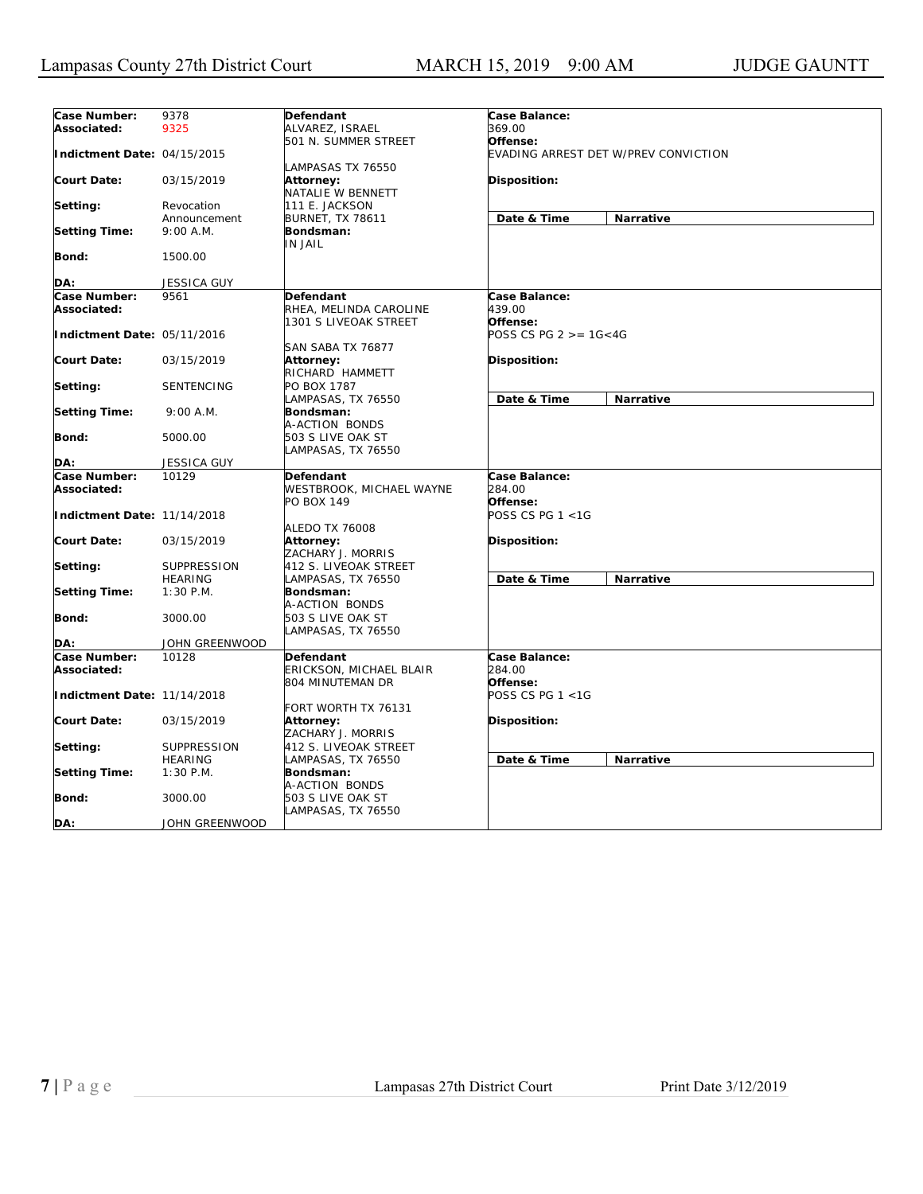| | | | |
|---|---|---|---|
| **Case Number:** 9378<br>**Associated:** 9325<br>**Indictment Date:** 04/15/2015<br>**Court Date:** 03/15/2019<br>**Setting:** Revocation Announcement<br>**Setting Time:** 9:00 A.M.<br>**Bond:** 1500.00<br>**DA:** JESSICA GUY | **Defendant**<br>ALVAREZ, ISRAEL<br>501 N. SUMMER STREET<br>LAMPASAS TX 76550<br>**Attorney:**<br>NATALIE W BENNETT<br>111 E. JACKSON<br>BURNET, TX 78611<br>**Bondsman:**<br>IN JAIL | **Case Balance:**<br>369.00<br>**Offense:**<br>EVADING ARREST DET W/PREV CONVICTION<br>**Disposition:** | **Date & Time** / **Narrative** |
| **Case Number:** 9561<br>**Associated:**<br>**Indictment Date:** 05/11/2016<br>**Court Date:** 03/15/2019<br>**Setting:** SENTENCING<br>**Setting Time:** 9:00 A.M.<br>**Bond:** 5000.00<br>**DA:** JESSICA GUY | **Defendant**<br>RHEA, MELINDA CAROLINE<br>1301 S LIVEOAK STREET<br>SAN SABA TX 76877<br>**Attorney:**<br>RICHARD HAMMETT<br>PO BOX 1787<br>LAMPASAS, TX 76550<br>**Bondsman:**<br>A-ACTION BONDS<br>503 S LIVE OAK ST<br>LAMPASAS, TX 76550 | **Case Balance:**<br>439.00<br>**Offense:**<br>POSS CS PG 2 >= 1G<4G<br>**Disposition:** | **Date & Time** / **Narrative** |
| **Case Number:** 10129<br>**Associated:**<br>**Indictment Date:** 11/14/2018<br>**Court Date:** 03/15/2019<br>**Setting:** SUPPRESSION HEARING<br>**Setting Time:** 1:30 P.M.<br>**Bond:** 3000.00<br>**DA:** JOHN GREENWOOD | **Defendant**<br>WESTBROOK, MICHAEL WAYNE<br>PO BOX 149<br>ALEDO TX 76008<br>**Attorney:**<br>ZACHARY J. MORRIS<br>412 S. LIVEOAK STREET<br>LAMPASAS, TX 76550<br>**Bondsman:**<br>A-ACTION BONDS<br>503 S LIVE OAK ST<br>LAMPASAS, TX 76550 | **Case Balance:**<br>284.00<br>**Offense:**<br>POSS CS PG 1 <1G<br>**Disposition:** | **Date & Time** / **Narrative** |
| **Case Number:** 10128<br>**Associated:**<br>**Indictment Date:** 11/14/2018<br>**Court Date:** 03/15/2019<br>**Setting:** SUPPRESSION HEARING<br>**Setting Time:** 1:30 P.M.<br>**Bond:** 3000.00<br>**DA:** JOHN GREENWOOD | **Defendant**<br>ERICKSON, MICHAEL BLAIR<br>804 MINUTEMAN DR<br>FORT WORTH TX 76131<br>**Attorney:**<br>ZACHARY J. MORRIS<br>412 S. LIVEOAK STREET<br>LAMPASAS, TX 76550<br>**Bondsman:**<br>A-ACTION BONDS<br>503 S LIVE OAK ST<br>LAMPASAS, TX 76550 | **Case Balance:**<br>284.00<br>**Offense:**<br>POSS CS PG 1 <1G<br>**Disposition:** | **Date & Time** / **Narrative** |